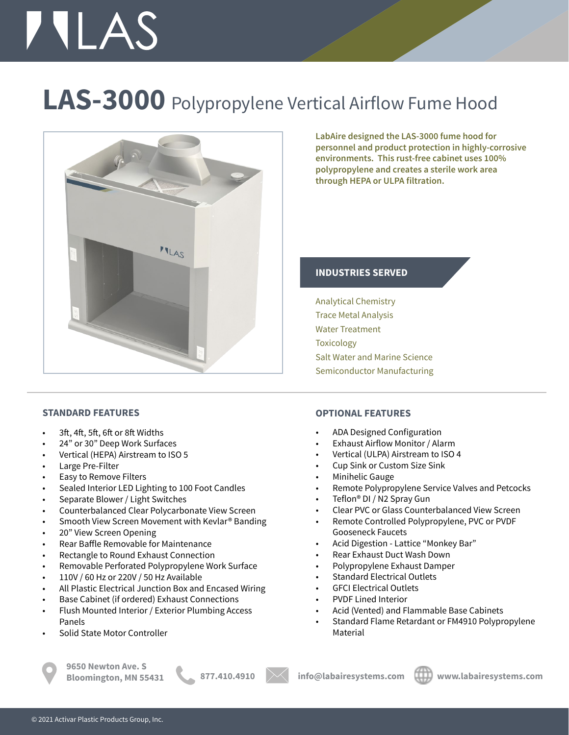# LAS-3000 Polypropylene Vertical Airflow Fume Hood

**LabAire designed the LAS-3000 fume hood for personnel and product protection in highly-corrosive environments. This rust-free cabinet uses 100% polypropylene and creates a sterile work area through HEPA or ULPA filtration.**

## INDUSTRIES SERVED

- Analytical Chemistry
- Trace Metal Analysis
- Water Treatment
- Toxicology
- Salt Water and Marine Science
- Semiconductor Manufacturing

## STANDARD FEATURES

- 3ft, 4ft, 5ft, 6ft or 8ft Widths
- 24" or 30" Deep Work Surfaces
- Vertical (HEPA) Airstream to ISO 5
- Large Pre-Filter
- Easy to Remove Filters
- Sealed Interior LED Lighting to 100 Foot Candles
- Separate Blower / Light Switches
- Counterbalanced Clear Polycarbonate View Screen
- Smooth View Screen Movement with Kevlar® Banding
- 20" View Screen Opening
- Rear Baffle Removable for Maintenance
- Rectangle to Round Exhaust Connection
- Removable Perforated Polypropylene Work Surface
- 110V / 60 Hz or 220V / 50 Hz Available
- All Plastic Electrical Junction Box and Encased Wiring
- Base Cabinet (if ordered) Exhaust Connections
- Flush Mounted Interior / Exterior Plumbing Access Panels
- Solid State Motor Controller

## OPTIONAL FEATURES

- ADA Designed Configuration
- Exhaust Airflow Monitor / Alarm
- Vertical (ULPA) Airstream to ISO 4
- Cup Sink or Custom Size Sink
- Minihelic Gauge
- Remote Polypropylene Service Valves and Petcocks
- Teflon® DI / N2 Spray Gun
- Clear PVC or Glass Counterbalanced View Screen
- Remote Controlled Polypropylene, PVC or PVDF Gooseneck Faucets
- Acid Digestion - Lattice "Monkey Bar"
- Rear Exhaust Duct Wash Down
- Polypropylene Exhaust Damper
- Standard Electrical Outlets
- GFCI Electrical Outlets
- PVDF Lined Interior
- Acid (Vented) and Flammable Base Cabinets
- Standard Flame Retardant or FM4910 Polypropylene Material

**9650 Newton Ave. S Bloomington, MN 55431** | **877.410.4910** | **info@labairesystems.com** | **www.labairesystems.com**

© 2021 Activar Plastic Products Group, Inc.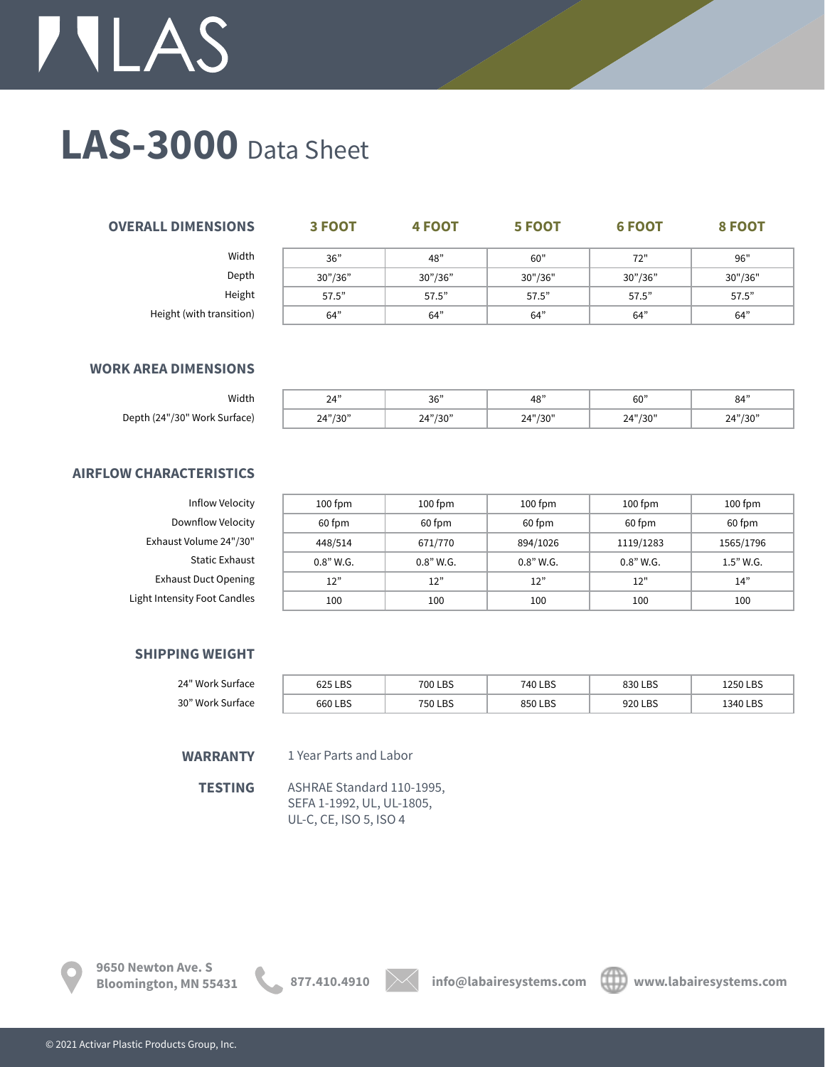# LAS-3000 Data Sheet

| OVERALL DIMENSIONS | 3 FOOT | 4 FOOT | 5 FOOT | 6 FOOT | 8 FOOT |
|---|---|---|---|---|---|
| Width | 36" | 48" | 60" | 72" | 96" |
| Depth | 30"/36" | 30"/36" | 30"/36" | 30"/36" | 30"/36" |
| Height | 57.5" | 57.5" | 57.5" | 57.5" | 57.5" |
| Height (with transition) | 64" | 64" | 64" | 64" | 64" |
| **WORK AREA DIMENSIONS** | | | | | |
| Width | 24" | 36" | 48" | 60" | 84" |
| Depth (24"/30" Work Surface) | 24"/30" | 24"/30" | 24"/30" | 24"/30" | 24"/30" |
| **AIRFLOW CHARACTERISTICS** | | | | | |
| Inflow Velocity | 100 fpm | 100 fpm | 100 fpm | 100 fpm | 100 fpm |
| Downflow Velocity | 60 fpm | 60 fpm | 60 fpm | 60 fpm | 60 fpm |
| Exhaust Volume 24"/30" | 448/514 | 671/770 | 894/1026 | 1119/1283 | 1565/1796 |
| Static Exhaust | 0.8" W.G. | 0.8" W.G. | 0.8" W.G. | 0.8" W.G. | 1.5" W.G. |
| Exhaust Duct Opening | 12" | 12" | 12" | 12" | 14" |
| Light Intensity Foot Candles | 100 | 100 | 100 | 100 | 100 |
| **SHIPPING WEIGHT** | | | | | |
| 24" Work Surface | 625 LBS | 700 LBS | 740 LBS | 830 LBS | 1250 LBS |
| 30" Work Surface | 660 LBS | 750 LBS | 850 LBS | 920 LBS | 1340 LBS |

**WARRANTY** 1 Year Parts and Labor

**TESTING** ASHRAE Standard 110-1995, SEFA 1-1992, UL, UL-1805, UL-C, CE, ISO 5, ISO 4

9650 Newton Ave. S
Bloomington, MN 55431

877.410.4910

info@labairesystems.com

www.labairesystems.com

© 2021 Activar Plastic Products Group, Inc.